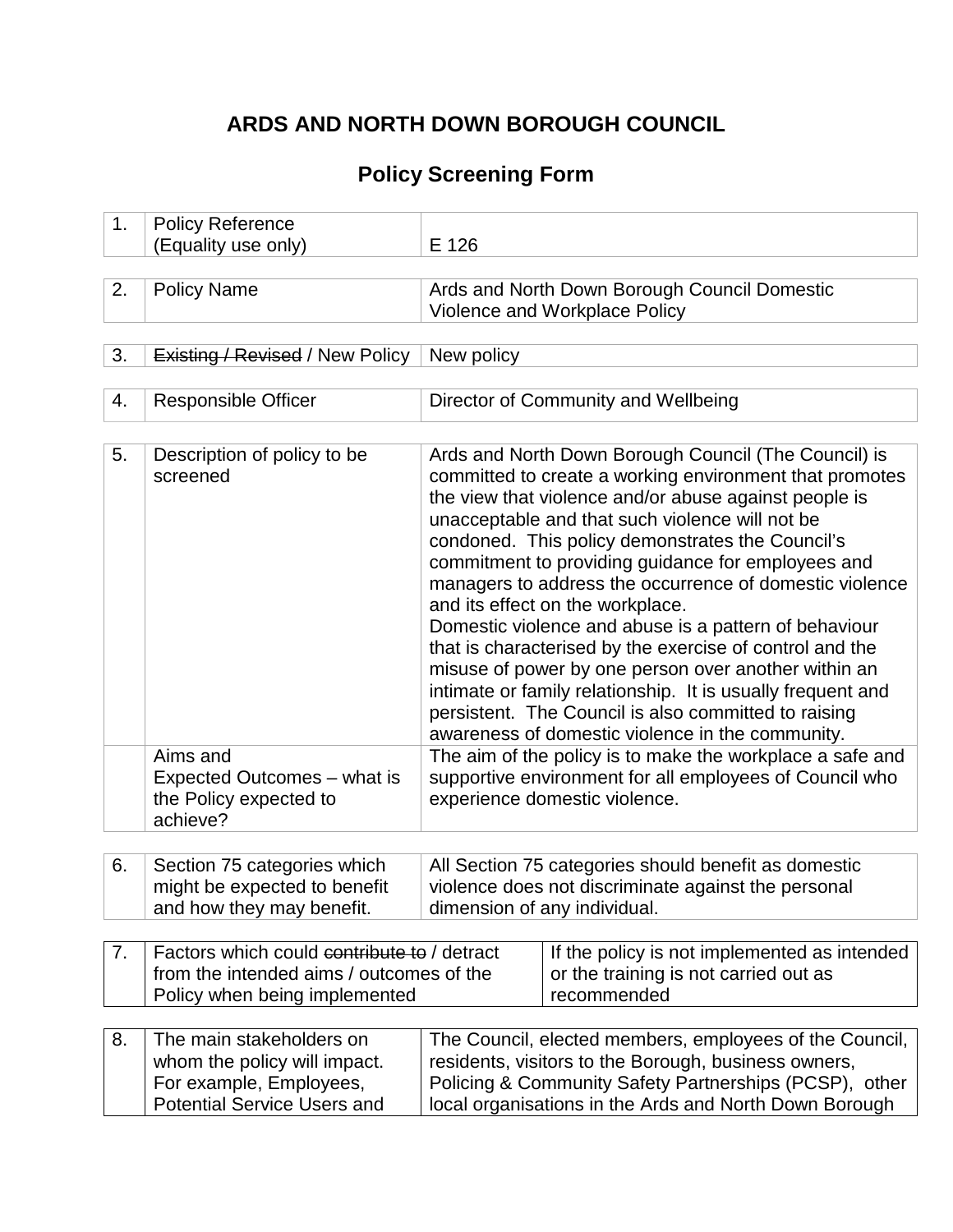# ARDS AND NORTH DOWN BOROUGH COUNCIL

## Policy Screening Form

| | | |
|---|---|---|
| 1. | Policy Reference (Equality use only) | E 126 |
| 2. | Policy Name | Ards and North Down Borough Council Domestic Violence and Workplace Policy |
| 3. | ~~Existing / Revised~~ / New Policy | New policy |
| 4. | Responsible Officer | Director of Community and Wellbeing |
| 5. | Description of policy to be screened | Ards and North Down Borough Council (The Council) is committed to create a working environment that promotes the view that violence and/or abuse against people is unacceptable and that such violence will not be condoned. This policy demonstrates the Council's commitment to providing guidance for employees and managers to address the occurrence of domestic violence and its effect on the workplace.<br>Domestic violence and abuse is a pattern of behaviour that is characterised by the exercise of control and the misuse of power by one person over another within an intimate or family relationship. It is usually frequent and persistent. The Council is also committed to raising awareness of domestic violence in the community. |
| | Aims and Expected Outcomes – what is the Policy expected to achieve? | The aim of the policy is to make the workplace a safe and supportive environment for all employees of Council who experience domestic violence. |
| 6. | Section 75 categories which might be expected to benefit and how they may benefit. | All Section 75 categories should benefit as domestic violence does not discriminate against the personal dimension of any individual. |
| 7. | Factors which could ~~contribute to~~ / detract from the intended aims / outcomes of the Policy when being implemented | If the policy is not implemented as intended or the training is not carried out as recommended |
| 8. | The main stakeholders on whom the policy will impact. For example, Employees, Potential Service Users and | The Council, elected members, employees of the Council, residents, visitors to the Borough, business owners, Policing & Community Safety Partnerships (PCSP), other local organisations in the Ards and North Down Borough |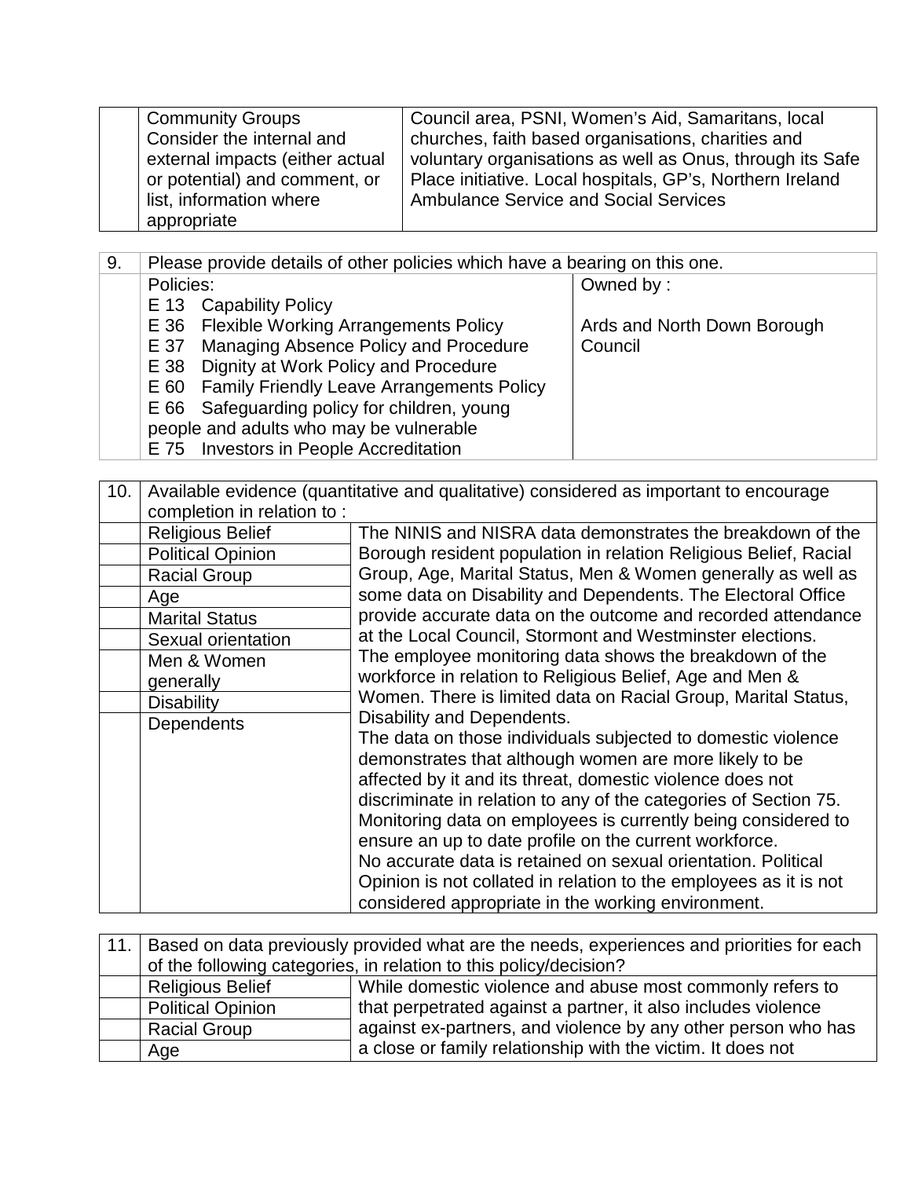|  | Community Groups<br>Consider the internal and external impacts (either actual or potential) and comment, or list, information where appropriate | Council area, PSNI, Women's Aid, Samaritans, local churches, faith based organisations, charities and voluntary organisations as well as Onus, through its Safe Place initiative. Local hospitals, GP's, Northern Ireland Ambulance Service and Social Services |
|---|---|---|

| 9. | Please provide details of other policies which have a bearing on this one. | |
|---|---|---|
|  | Policies:<br>E 13 Capability Policy<br>E 36 Flexible Working Arrangements Policy<br>E 37 Managing Absence Policy and Procedure<br>E 38 Dignity at Work Policy and Procedure<br>E 60 Family Friendly Leave Arrangements Policy<br>E 66 Safeguarding policy for children, young people and adults who may be vulnerable<br>E 75 Investors in People Accreditation | Owned by :<br><br>Ards and North Down Borough Council |

| 10. | Available evidence (quantitative and qualitative) considered as important to encourage completion in relation to : | |
|---|---|---|
|  | Religious Belief<br>Political Opinion<br>Racial Group<br>Age<br>Marital Status<br>Sexual orientation<br>Men & Women generally<br>Disability<br>Dependents | The NINIS and NISRA data demonstrates the breakdown of the Borough resident population in relation Religious Belief, Racial Group, Age, Marital Status, Men & Women generally as well as some data on Disability and Dependents. The Electoral Office provide accurate data on the outcome and recorded attendance at the Local Council, Stormont and Westminster elections.<br>The employee monitoring data shows the breakdown of the workforce in relation to Religious Belief, Age and Men & Women. There is limited data on Racial Group, Marital Status, Disability and Dependents.<br>The data on those individuals subjected to domestic violence demonstrates that although women are more likely to be affected by it and its threat, domestic violence does not discriminate in relation to any of the categories of Section 75.<br>Monitoring data on employees is currently being considered to ensure an up to date profile on the current workforce.<br>No accurate data is retained on sexual orientation. Political Opinion is not collated in relation to the employees as it is not considered appropriate in the working environment. |

| 11. | Based on data previously provided what are the needs, experiences and priorities for each of the following categories, in relation to this policy/decision? | |
|---|---|---|
|  | Religious Belief<br>Political Opinion<br>Racial Group<br>Age | While domestic violence and abuse most commonly refers to that perpetrated against a partner, it also includes violence against ex-partners, and violence by any other person who has a close or family relationship with the victim. It does not |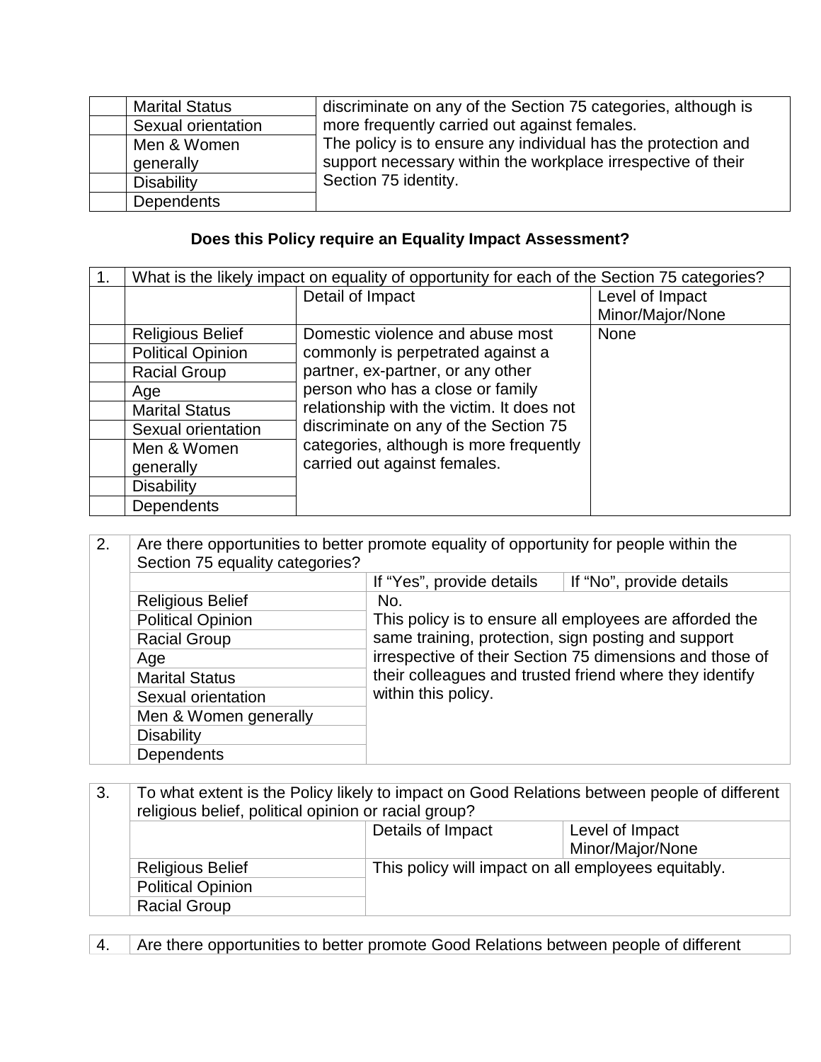| | | |
|---|---|---|
| | Marital Status | discriminate on any of the Section 75 categories, although is more frequently carried out against females. The policy is to ensure any individual has the protection and support necessary within the workplace irrespective of their Section 75 identity. |
| | Sexual orientation | |
| | Men & Women generally | |
| | Disability | |
| | Dependents | |

**Does this Policy require an Equality Impact Assessment?**

| 1. | What is the likely impact on equality of opportunity for each of the Section 75 categories? | | |
|---|---|---|---|
| | | Detail of Impact | Level of Impact Minor/Major/None |
| | Religious Belief | Domestic violence and abuse most commonly is perpetrated against a partner, ex-partner, or any other person who has a close or family relationship with the victim. It does not discriminate on any of the Section 75 categories, although is more frequently carried out against females. | None |
| | Political Opinion | | |
| | Racial Group | | |
| | Age | | |
| | Marital Status | | |
| | Sexual orientation | | |
| | Men & Women generally | | |
| | Disability | | |
| | Dependents | | |

| 2. | Are there opportunities to better promote equality of opportunity for people within the Section 75 equality categories? | | |
|---|---|---|---|
| | | If "Yes", provide details | If "No", provide details |
| | Religious Belief | No. This policy is to ensure all employees are afforded the same training, protection, sign posting and support irrespective of their Section 75 dimensions and those of their colleagues and trusted friend where they identify within this policy. | |
| | Political Opinion | | |
| | Racial Group | | |
| | Age | | |
| | Marital Status | | |
| | Sexual orientation | | |
| | Men & Women generally | | |
| | Disability | | |
| | Dependents | | |

| 3. | To what extent is the Policy likely to impact on Good Relations between people of different religious belief, political opinion or racial group? | | |
|---|---|---|---|
| | | Details of Impact | Level of Impact Minor/Major/None |
| | Religious Belief | This policy will impact on all employees equitably. | |
| | Political Opinion | | |
| | Racial Group | | |

| 4. | Are there opportunities to better promote Good Relations between people of different |
|---|---|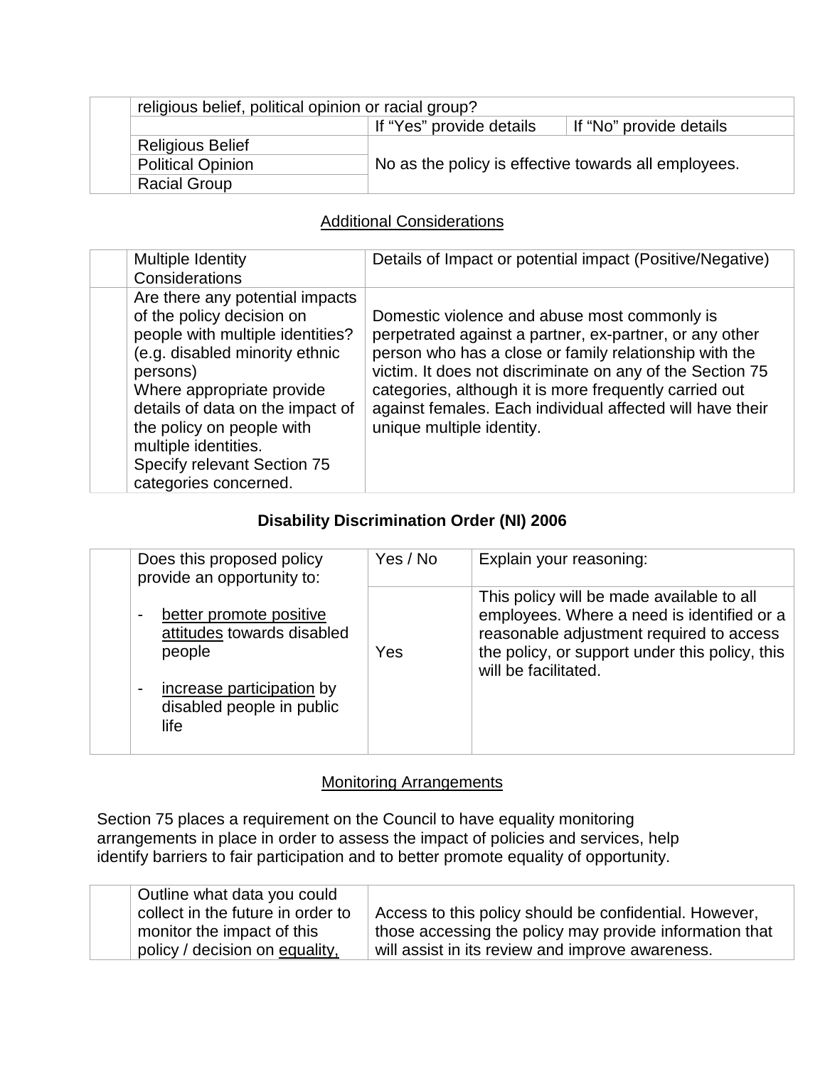| | religious belief, political opinion or racial group? | | |
|---|---|---|---|
| | | If "Yes" provide details | If "No" provide details |
| | Religious Belief | No as the policy is effective towards all employees. | |
| | Political Opinion | | |
| | Racial Group | | |

## Additional Considerations

| | Multiple Identity Considerations | Details of Impact or potential impact (Positive/Negative) |
|---|---|---|
| | Are there any potential impacts of the policy decision on people with multiple identities? (e.g. disabled minority ethnic persons)<br>Where appropriate provide details of data on the impact of the policy on people with multiple identities.<br>Specify relevant Section 75 categories concerned. | Domestic violence and abuse most commonly is perpetrated against a partner, ex-partner, or any other person who has a close or family relationship with the victim. It does not discriminate on any of the Section 75 categories, although it is more frequently carried out against females. Each individual affected will have their unique multiple identity. |

## **Disability Discrimination Order (NI) 2006**

| | Does this proposed policy provide an opportunity to:<br>- better promote positive attitudes towards disabled people<br>- increase participation by disabled people in public life | Yes / No | Explain your reasoning: |
|---|---|---|---|
| | | Yes | This policy will be made available to all employees. Where a need is identified or a reasonable adjustment required to access the policy, or support under this policy, this will be facilitated. |

## Monitoring Arrangements

Section 75 places a requirement on the Council to have equality monitoring arrangements in place in order to assess the impact of policies and services, help identify barriers to fair participation and to better promote equality of opportunity.

| | Outline what data you could collect in the future in order to monitor the impact of this policy / decision on equality, | Access to this policy should be confidential. However, those accessing the policy may provide information that will assist in its review and improve awareness. |
|---|---|---|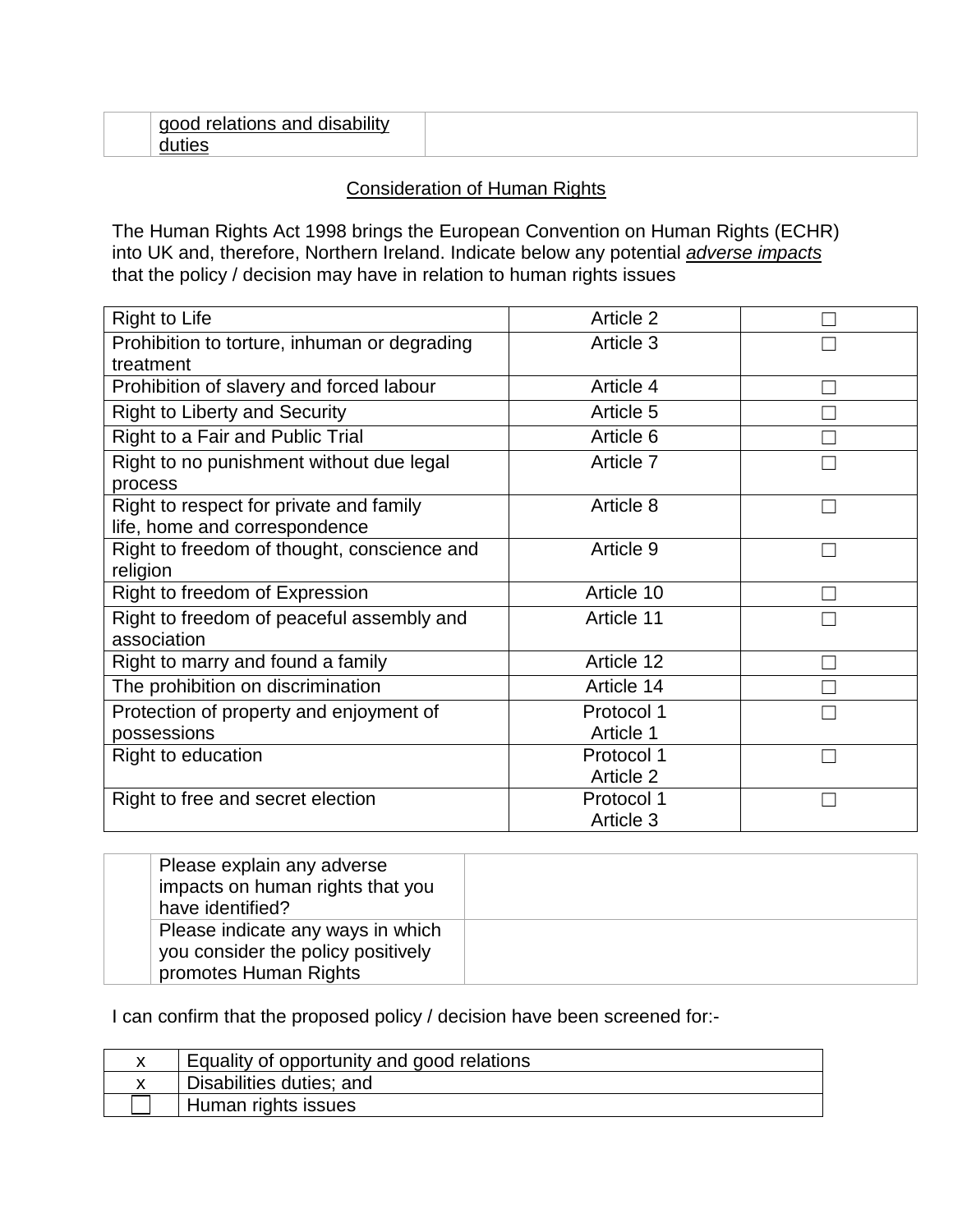| | good relations and disability duties | |
|---|---|---|

<u>Consideration of Human Rights</u>

The Human Rights Act 1998 brings the European Convention on Human Rights (ECHR) into UK and, therefore, Northern Ireland. Indicate below any potential ***<u>adverse impacts</u>*** that the policy / decision may have in relation to human rights issues

| | | |
|---|---|---|
| Right to Life | Article 2 | ☐ |
| Prohibition to torture, inhuman or degrading treatment | Article 3 | ☐ |
| Prohibition of slavery and forced labour | Article 4 | ☐ |
| Right to Liberty and Security | Article 5 | ☐ |
| Right to a Fair and Public Trial | Article 6 | ☐ |
| Right to no punishment without due legal process | Article 7 | ☐ |
| Right to respect for private and family life, home and correspondence | Article 8 | ☐ |
| Right to freedom of thought, conscience and religion | Article 9 | ☐ |
| Right to freedom of Expression | Article 10 | ☐ |
| Right to freedom of peaceful assembly and association | Article 11 | ☐ |
| Right to marry and found a family | Article 12 | ☐ |
| The prohibition on discrimination | Article 14 | ☐ |
| Protection of property and enjoyment of possessions | Protocol 1 Article 1 | ☐ |
| Right to education | Protocol 1 Article 2 | ☐ |
| Right to free and secret election | Protocol 1 Article 3 | ☐ |

| | | |
|---|---|---|
| | Please explain any adverse impacts on human rights that you have identified? | |
| | Please indicate any ways in which you consider the policy positively promotes Human Rights | |

I can confirm that the proposed policy / decision have been screened for:-

| | |
|---|---|
| x | Equality of opportunity and good relations |
| x | Disabilities duties; and |
| ☐ | Human rights issues |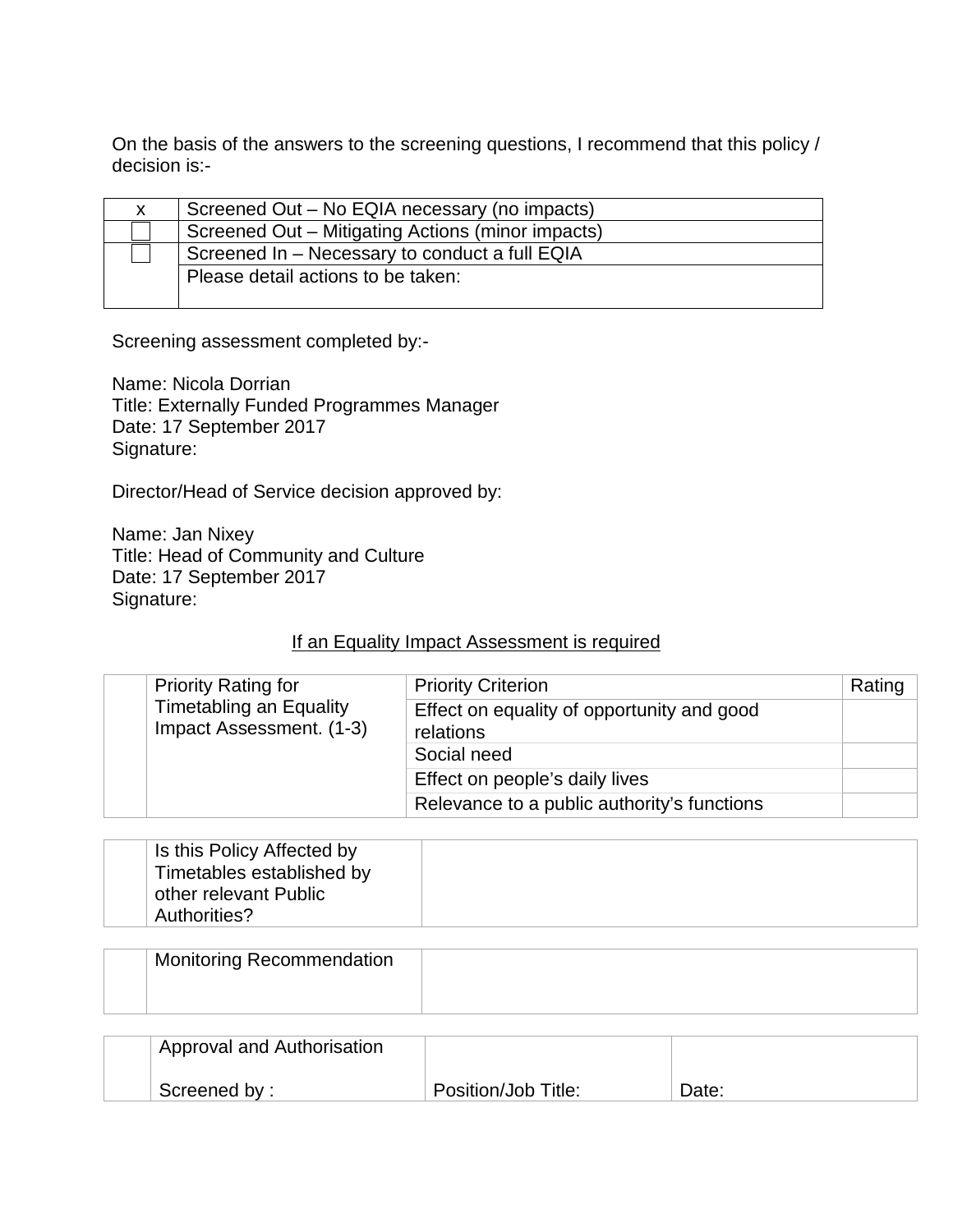On the basis of the answers to the screening questions, I recommend that this policy / decision is:-

| | |
|---|---|
| x | Screened Out – No EQIA necessary (no impacts) |
| ☐ | Screened Out – Mitigating Actions (minor impacts) |
| ☐ | Screened In – Necessary to conduct a full EQIA |
| | Please detail actions to be taken: |

Screening assessment completed by:-

Name: Nicola Dorrian
Title: Externally Funded Programmes Manager
Date: 17 September 2017
Signature:

Director/Head of Service decision approved by:

Name: Jan Nixey
Title: Head of Community and Culture
Date: 17 September 2017
Signature:

<u>If an Equality Impact Assessment is required</u>

| | Priority Rating for Timetabling an Equality Impact Assessment. (1-3) | Priority Criterion | Rating |
|---|---|---|---|
| | | Effect on equality of opportunity and good relations | |
| | | Social need | |
| | | Effect on people's daily lives | |
| | | Relevance to a public authority's functions | |

| | | |
|---|---|---|
| | Is this Policy Affected by Timetables established by other relevant Public Authorities? | |

| | | |
|---|---|---|
| | Monitoring Recommendation | |

| | | | |
|---|---|---|---|
| | Approval and Authorisation<br><br>Screened by : | Position/Job Title: | Date: |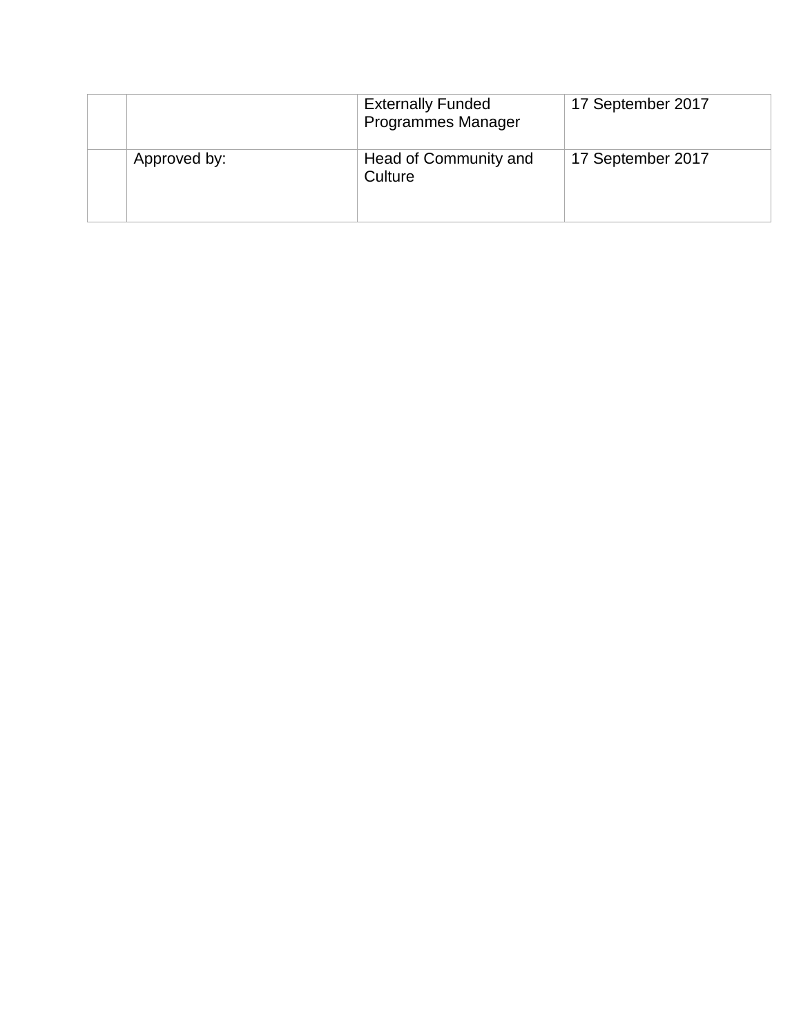| | | | |
|---|---|---|---|
| | | Externally Funded Programmes Manager | 17 September 2017 |
| | Approved by: | Head of Community and Culture | 17 September 2017 |